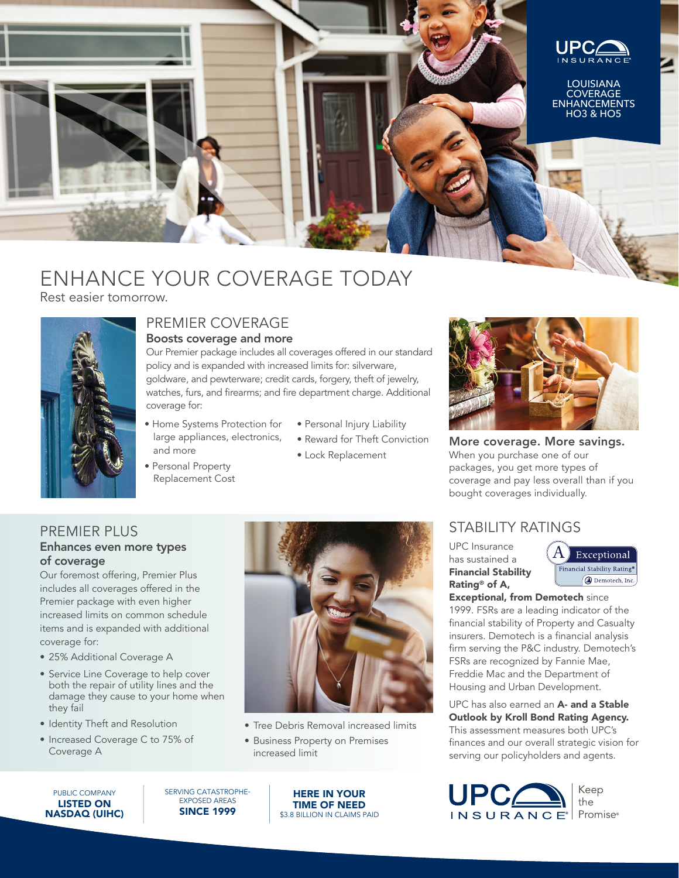UPC INSURANCE

LOUISIANA COVERAGE ENHANCEMENTS HO3 & HO5

# ENHANCE YOUR COVERAGE TODAY

Rest easier tomorrow.

## PREMIER COVERAGE

### Boosts coverage and more

Our Premier package includes all coverages offered in our standard policy and is expanded with increased limits for: silverware, goldware, and pewterware; credit cards, forgery, theft of jewelry, watches, furs, and firearms; and fire department charge. Additional coverage for:

- Home Systems Protection for large appliances, electronics, and more
- Personal Property Replacement Cost
- Personal Injury Liability
- Reward for Theft Conviction
- Lock Replacement

### More coverage. More savings.

When you purchase one of our packages, you get more types of coverage and pay less overall than if you bought coverages individually.

## PREMIER PLUS

### Enhances even more types of coverage

Our foremost offering, Premier Plus includes all coverages offered in the Premier package with even higher increased limits on common schedule items and is expanded with additional coverage for:

- 25% Additional Coverage A
- Service Line Coverage to help cover both the repair of utility lines and the damage they cause to your home when they fail
- Identity Theft and Resolution
- Increased Coverage C to 75% of Coverage A
- Tree Debris Removal increased limits
- Business Property on Premises increased limit

## STABILITY RATINGS

UPC Insurance has sustained a **Financial Stability Rating® of A, Exceptional, from Demotech** since 1999. FSRs are a leading indicator of the financial stability of Property and Casualty insurers. Demotech is a financial analysis firm serving the P&C industry. Demotech's FSRs are recognized by Fannie Mae, Freddie Mac and the Department of Housing and Urban Development.

A Exceptional Financial Stability Rating® Demotech, Inc.

UPC has also earned an **A- and a Stable Outlook by Kroll Bond Rating Agency.** This assessment measures both UPC's finances and our overall strategic vision for serving our policyholders and agents.

PUBLIC COMPANY **LISTED ON NASDAQ (UIHC)**

SERVING CATASTROPHE-EXPOSED AREAS **SINCE 1999**

**HERE IN YOUR TIME OF NEED** $3.8 BILLION IN CLAIMS PAID

UPC INSURANCE® | Keep the Promise®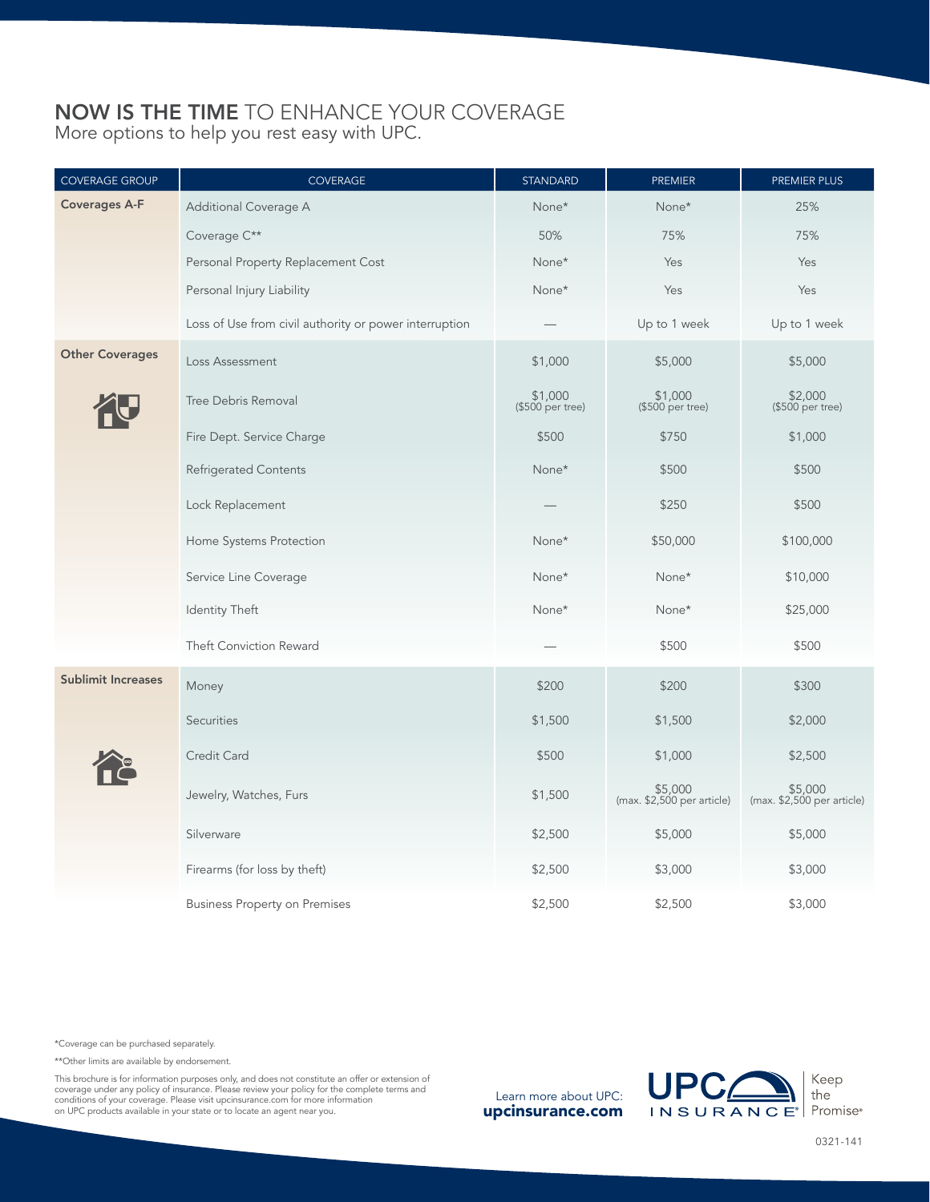## **NOW IS THE TIME** TO ENHANCE YOUR COVERAGE

More options to help you rest easy with UPC.

| COVERAGE GROUP | COVERAGE | STANDARD | PREMIER | PREMIER PLUS |
|---|---|---|---|---|
| **Coverages A-F** | Additional Coverage A | None* | None* | 25% |
| | Coverage C** | 50% | 75% | 75% |
| | Personal Property Replacement Cost | None* | Yes | Yes |
| | Personal Injury Liability | None* | Yes | Yes |
| | Loss of Use from civil authority or power interruption | — | Up to 1 week | Up to 1 week |
| **Other Coverages** | Loss Assessment | $1,000 | $5,000 | $5,000 |
| | Tree Debris Removal | $1,000 ($500 per tree) | $1,000 ($500 per tree) | $2,000 ($500 per tree) |
| | Fire Dept. Service Charge | $500 | $750 | $1,000 |
| | Refrigerated Contents | None* | $500 | $500 |
| | Lock Replacement | — | $250 | $500 |
| | Home Systems Protection | None* | $50,000 | $100,000 |
| | Service Line Coverage | None* | None* | $10,000 |
| | Identity Theft | None* | None* | $25,000 |
| | Theft Conviction Reward | — | $500 | $500 |
| **Sublimit Increases** | Money | $200 | $200 | $300 |
| | Securities | $1,500 | $1,500 | $2,000 |
| | Credit Card | $500 | $1,000 | $2,500 |
| | Jewelry, Watches, Furs | $1,500 | $5,000 (max. $2,500 per article) | $5,000 (max. $2,500 per article) |
| | Silverware | $2,500 | $5,000 | $5,000 |
| | Firearms (for loss by theft) | $2,500 | $3,000 | $3,000 |
| | Business Property on Premises | $2,500 | $2,500 | $3,000 |

*Coverage can be purchased separately.

**Other limits are available by endorsement.

This brochure is for information purposes only, and does not constitute an offer or extension of coverage under any policy of insurance. Please review your policy for the complete terms and conditions of your coverage. Please visit upcinsurance.com for more information on UPC products available in your state or to locate an agent near you.

Learn more about UPC: **upcinsurance.com**

UPC INSURANCE® | Keep the Promise®

0321-141